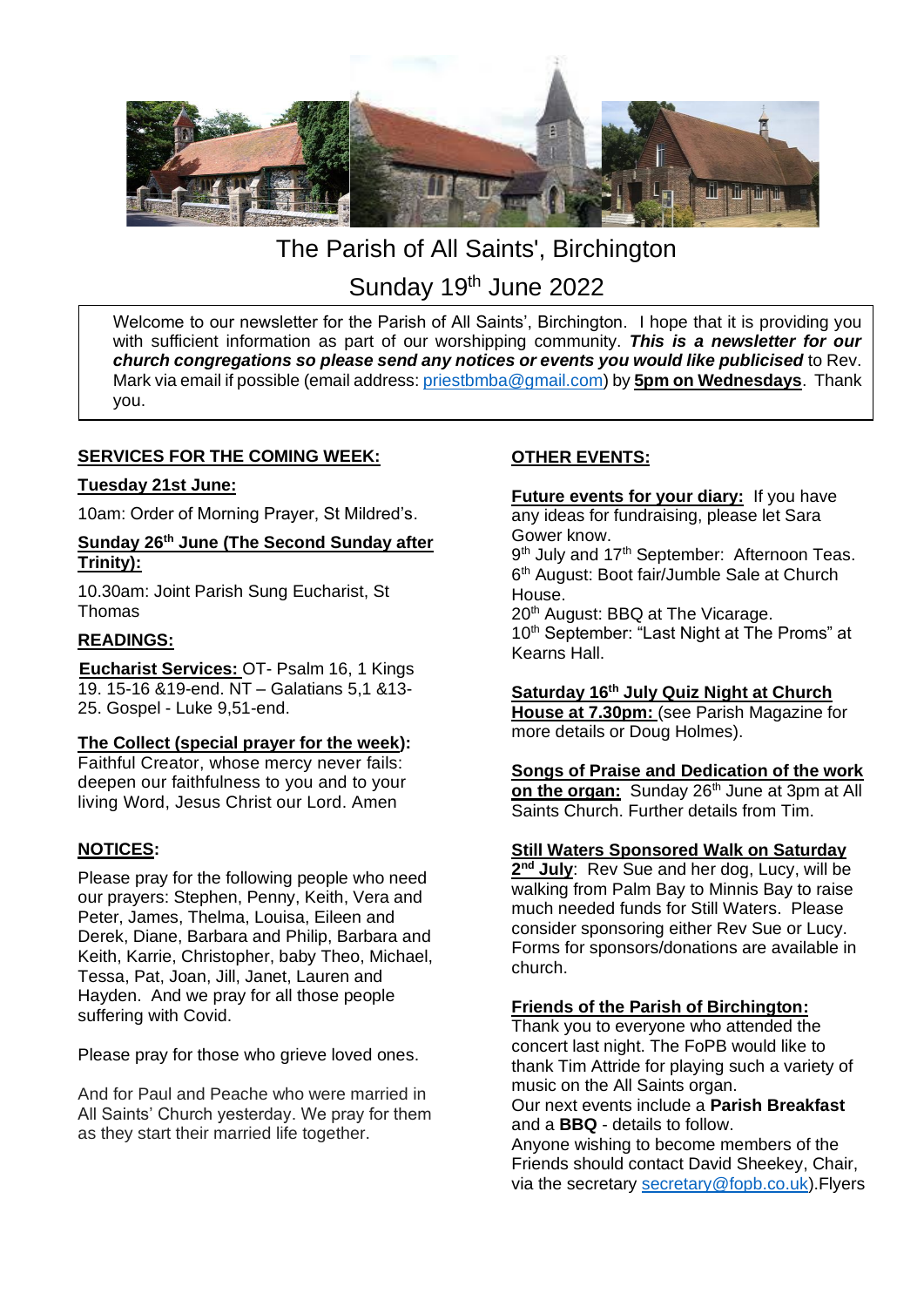# The Parish of All Saints', Birchington

## Sunday 19th June 2022

Welcome to our newsletter for the Parish of All Saints', Birchington. I hope that it is providing you with sufficient information as part of our worshipping community. ***This is a newsletter for our church congregations so please send any notices or events you would like publicised*** to Rev. Mark via email if possible (email address: priestbmba@gmail.com) by **5pm on Wednesdays**. Thank you.

### SERVICES FOR THE COMING WEEK:

**Tuesday 21st June:**

10am: Order of Morning Prayer, St Mildred's.

**Sunday 26th June (The Second Sunday after Trinity):**

10.30am: Joint Parish Sung Eucharist, St Thomas

### READINGS:

**Eucharist Services:** OT- Psalm 16, 1 Kings 19. 15-16 &19-end. NT – Galatians 5,1 &13-25. Gospel - Luke 9,51-end.

**The Collect (special prayer for the week):**
Faithful Creator, whose mercy never fails: deepen our faithfulness to you and to your living Word, Jesus Christ our Lord. Amen

### NOTICES:

Please pray for the following people who need our prayers: Stephen, Penny, Keith, Vera and Peter, James, Thelma, Louisa, Eileen and Derek, Diane, Barbara and Philip, Barbara and Keith, Karrie, Christopher, baby Theo, Michael, Tessa, Pat, Joan, Jill, Janet, Lauren and Hayden. And we pray for all those people suffering with Covid.

Please pray for those who grieve loved ones.

And for Paul and Peache who were married in All Saints' Church yesterday. We pray for them as they start their married life together.

### OTHER EVENTS:

**Future events for your diary:** If you have any ideas for fundraising, please let Sara Gower know.
9th July and 17th September: Afternoon Teas.
6th August: Boot fair/Jumble Sale at Church House.
20th August: BBQ at The Vicarage.
10th September: "Last Night at The Proms" at Kearns Hall.

**Saturday 16th July Quiz Night at Church House at 7.30pm:** (see Parish Magazine for more details or Doug Holmes).

**Songs of Praise and Dedication of the work on the organ:** Sunday 26th June at 3pm at All Saints Church. Further details from Tim.

**Still Waters Sponsored Walk on Saturday 2nd July**: Rev Sue and her dog, Lucy, will be walking from Palm Bay to Minnis Bay to raise much needed funds for Still Waters. Please consider sponsoring either Rev Sue or Lucy. Forms for sponsors/donations are available in church.

**Friends of the Parish of Birchington:**
Thank you to everyone who attended the concert last night. The FoPB would like to thank Tim Attride for playing such a variety of music on the All Saints organ.
Our next events include a **Parish Breakfast** and a **BBQ** - details to follow.
Anyone wishing to become members of the Friends should contact David Sheekey, Chair, via the secretary secretary@fopb.co.uk).Flyers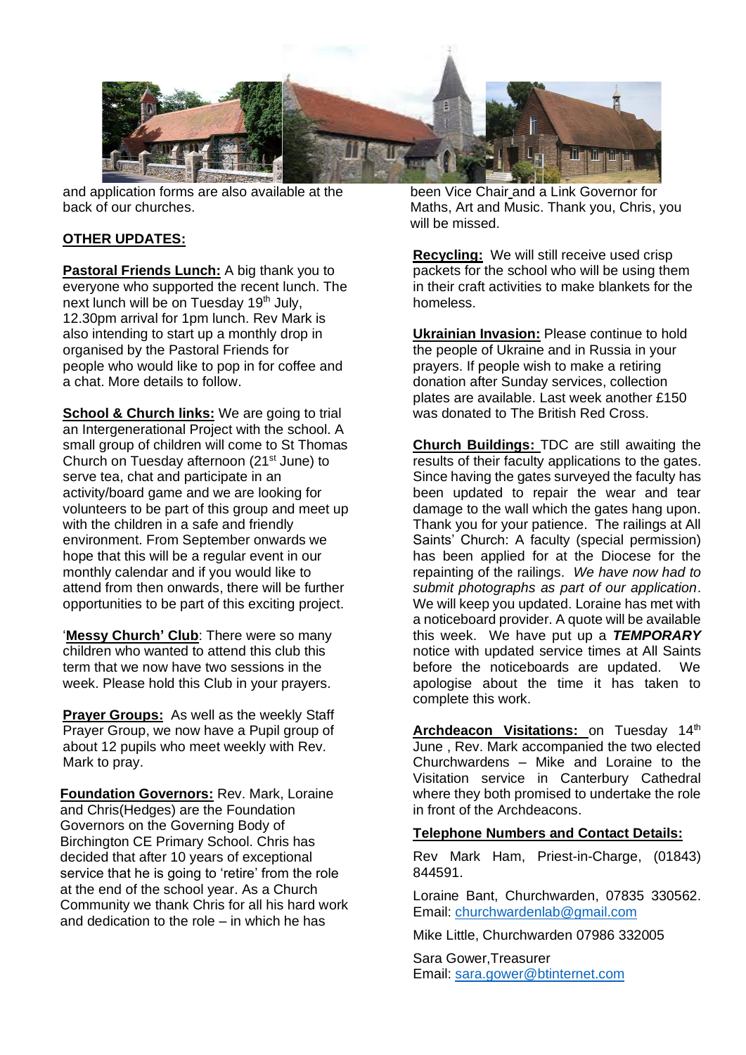and application forms are also available at the back of our churches.

**OTHER UPDATES:**

**Pastoral Friends Lunch:** A big thank you to everyone who supported the recent lunch. The next lunch will be on Tuesday 19th July, 12.30pm arrival for 1pm lunch. Rev Mark is also intending to start up a monthly drop in organised by the Pastoral Friends for people who would like to pop in for coffee and a chat. More details to follow.

**School & Church links:** We are going to trial an Intergenerational Project with the school. A small group of children will come to St Thomas Church on Tuesday afternoon (21st June) to serve tea, chat and participate in an activity/board game and we are looking for volunteers to be part of this group and meet up with the children in a safe and friendly environment. From September onwards we hope that this will be a regular event in our monthly calendar and if you would like to attend from then onwards, there will be further opportunities to be part of this exciting project.

'**Messy Church' Club**: There were so many children who wanted to attend this club this term that we now have two sessions in the week. Please hold this Club in your prayers.

**Prayer Groups:** As well as the weekly Staff Prayer Group, we now have a Pupil group of about 12 pupils who meet weekly with Rev. Mark to pray.

**Foundation Governors:** Rev. Mark, Loraine and Chris(Hedges) are the Foundation Governors on the Governing Body of Birchington CE Primary School. Chris has decided that after 10 years of exceptional service that he is going to 'retire' from the role at the end of the school year. As a Church Community we thank Chris for all his hard work and dedication to the role – in which he has been Vice Chair and a Link Governor for Maths, Art and Music. Thank you, Chris, you will be missed.

**Recycling:** We will still receive used crisp packets for the school who will be using them in their craft activities to make blankets for the homeless.

**Ukrainian Invasion:** Please continue to hold the people of Ukraine and in Russia in your prayers. If people wish to make a retiring donation after Sunday services, collection plates are available. Last week another £150 was donated to The British Red Cross.

**Church Buildings:** TDC are still awaiting the results of their faculty applications to the gates. Since having the gates surveyed the faculty has been updated to repair the wear and tear damage to the wall which the gates hang upon. Thank you for your patience. The railings at All Saints' Church: A faculty (special permission) has been applied for at the Diocese for the repainting of the railings. *We have now had to submit photographs as part of our application*. We will keep you updated. Loraine has met with a noticeboard provider. A quote will be available this week. We have put up a ***TEMPORARY*** notice with updated service times at All Saints before the noticeboards are updated. We apologise about the time it has taken to complete this work.

**Archdeacon Visitations:** on Tuesday 14th June , Rev. Mark accompanied the two elected Churchwardens – Mike and Loraine to the Visitation service in Canterbury Cathedral where they both promised to undertake the role in front of the Archdeacons.

**Telephone Numbers and Contact Details:**

Rev Mark Ham, Priest-in-Charge, (01843) 844591.

Loraine Bant, Churchwarden, 07835 330562. Email: churchwardenlab@gmail.com

Mike Little, Churchwarden 07986 332005

Sara Gower,Treasurer
Email: sara.gower@btinternet.com